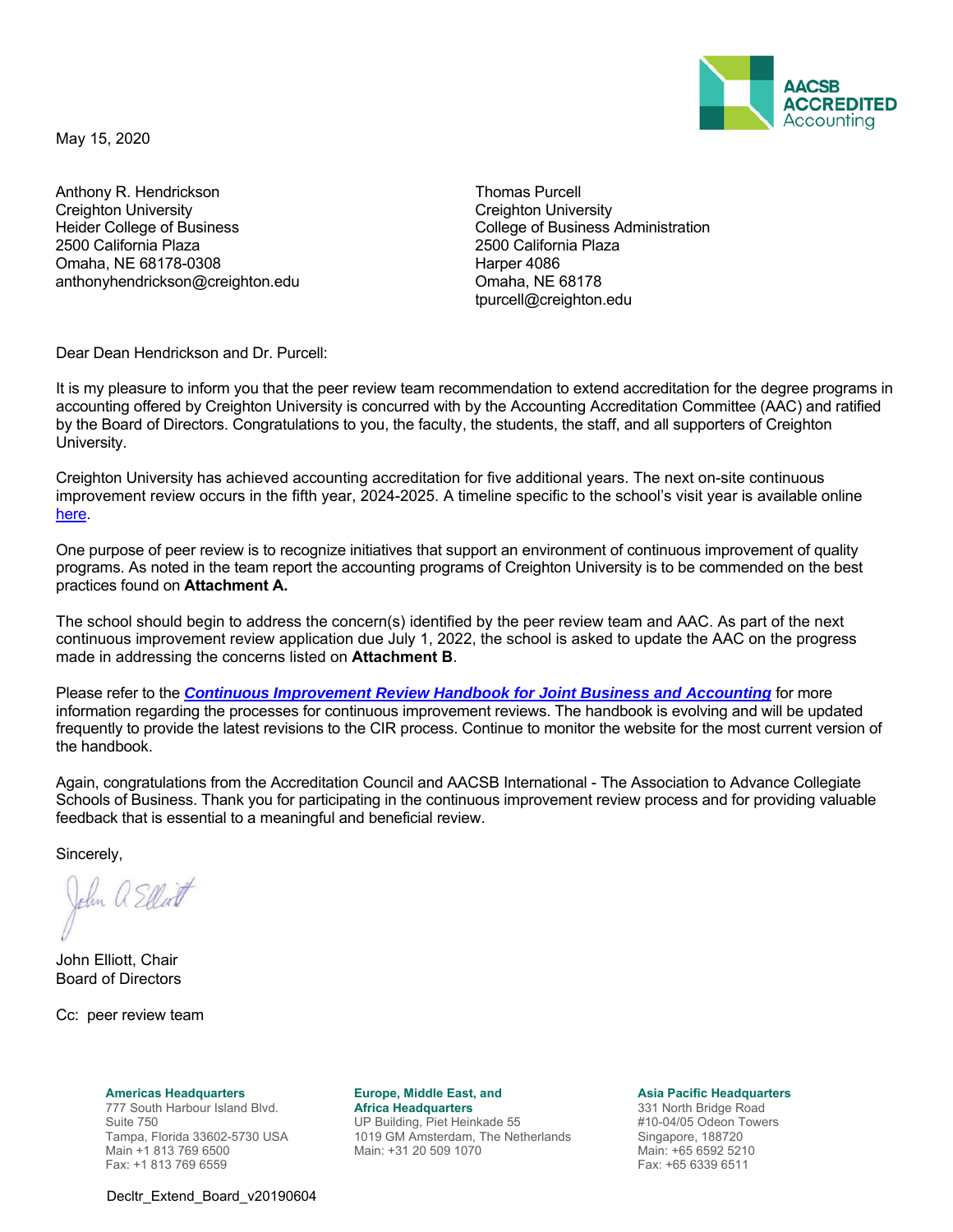AACSB ACCREDITED Accounting

May 15, 2020

Anthony R. Hendrickson
Creighton University
Heider College of Business
2500 California Plaza
Omaha, NE 68178-0308
anthonyhendrickson@creighton.edu

Thomas Purcell
Creighton University
College of Business Administration
2500 California Plaza
Harper 4086
Omaha, NE 68178
tpurcell@creighton.edu

Dear Dean Hendrickson and Dr. Purcell:

It is my pleasure to inform you that the peer review team recommendation to extend accreditation for the degree programs in accounting offered by Creighton University is concurred with by the Accounting Accreditation Committee (AAC) and ratified by the Board of Directors. Congratulations to you, the faculty, the students, the staff, and all supporters of Creighton University.

Creighton University has achieved accounting accreditation for five additional years. The next on-site continuous improvement review occurs in the fifth year, 2024-2025. A timeline specific to the school's visit year is available online here.

One purpose of peer review is to recognize initiatives that support an environment of continuous improvement of quality programs. As noted in the team report the accounting programs of Creighton University is to be commended on the best practices found on **Attachment A.**

The school should begin to address the concern(s) identified by the peer review team and AAC. As part of the next continuous improvement review application due July 1, 2022, the school is asked to update the AAC on the progress made in addressing the concerns listed on **Attachment B**.

Please refer to the ***Continuous Improvement Review Handbook for Joint Business and Accounting*** for more information regarding the processes for continuous improvement reviews. The handbook is evolving and will be updated frequently to provide the latest revisions to the CIR process. Continue to monitor the website for the most current version of the handbook.

Again, congratulations from the Accreditation Council and AACSB International - The Association to Advance Collegiate Schools of Business. Thank you for participating in the continuous improvement review process and for providing valuable feedback that is essential to a meaningful and beneficial review.

Sincerely,

John A Elliott

John Elliott, Chair
Board of Directors

Cc: peer review team

**Americas Headquarters**
777 South Harbour Island Blvd.
Suite 750
Tampa, Florida 33602-5730 USA
Main +1 813 769 6500
Fax: +1 813 769 6559

**Europe, Middle East, and Africa Headquarters**
UP Building, Piet Heinkade 55
1019 GM Amsterdam, The Netherlands
Main: +31 20 509 1070

**Asia Pacific Headquarters**
331 North Bridge Road
#10-04/05 Odeon Towers
Singapore, 188720
Main: +65 6592 5210
Fax: +65 6339 6511

Decltr_Extend_Board_v20190604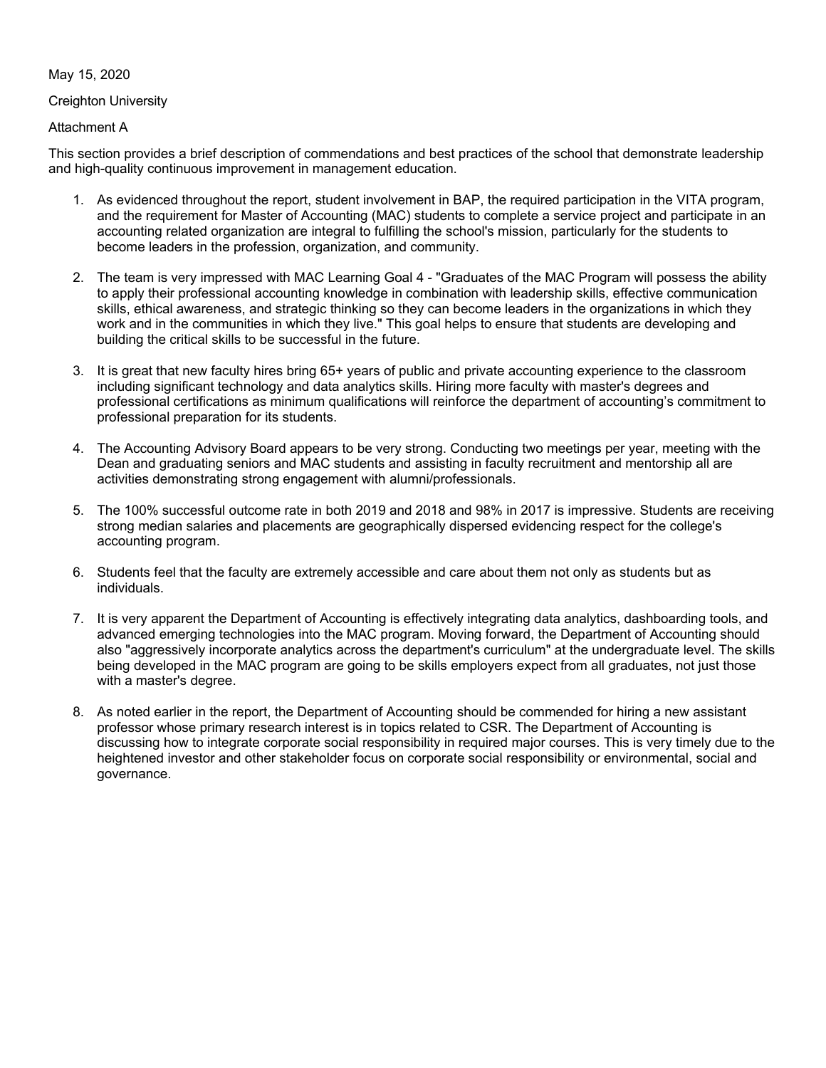May 15, 2020

Creighton University

Attachment A

This section provides a brief description of commendations and best practices of the school that demonstrate leadership and high-quality continuous improvement in management education.

1. As evidenced throughout the report, student involvement in BAP, the required participation in the VITA program, and the requirement for Master of Accounting (MAC) students to complete a service project and participate in an accounting related organization are integral to fulfilling the school's mission, particularly for the students to become leaders in the profession, organization, and community.

2. The team is very impressed with MAC Learning Goal 4 - "Graduates of the MAC Program will possess the ability to apply their professional accounting knowledge in combination with leadership skills, effective communication skills, ethical awareness, and strategic thinking so they can become leaders in the organizations in which they work and in the communities in which they live." This goal helps to ensure that students are developing and building the critical skills to be successful in the future.

3. It is great that new faculty hires bring 65+ years of public and private accounting experience to the classroom including significant technology and data analytics skills. Hiring more faculty with master's degrees and professional certifications as minimum qualifications will reinforce the department of accounting's commitment to professional preparation for its students.

4. The Accounting Advisory Board appears to be very strong. Conducting two meetings per year, meeting with the Dean and graduating seniors and MAC students and assisting in faculty recruitment and mentorship all are activities demonstrating strong engagement with alumni/professionals.

5. The 100% successful outcome rate in both 2019 and 2018 and 98% in 2017 is impressive. Students are receiving strong median salaries and placements are geographically dispersed evidencing respect for the college's accounting program.

6. Students feel that the faculty are extremely accessible and care about them not only as students but as individuals.

7. It is very apparent the Department of Accounting is effectively integrating data analytics, dashboarding tools, and advanced emerging technologies into the MAC program. Moving forward, the Department of Accounting should also "aggressively incorporate analytics across the department's curriculum" at the undergraduate level. The skills being developed in the MAC program are going to be skills employers expect from all graduates, not just those with a master's degree.

8. As noted earlier in the report, the Department of Accounting should be commended for hiring a new assistant professor whose primary research interest is in topics related to CSR. The Department of Accounting is discussing how to integrate corporate social responsibility in required major courses. This is very timely due to the heightened investor and other stakeholder focus on corporate social responsibility or environmental, social and governance.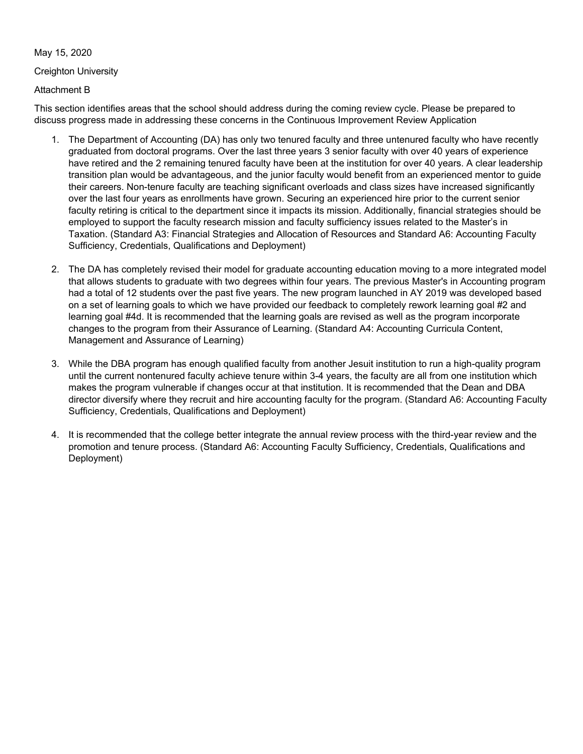May 15, 2020

Creighton University

Attachment B

This section identifies areas that the school should address during the coming review cycle. Please be prepared to discuss progress made in addressing these concerns in the Continuous Improvement Review Application

1. The Department of Accounting (DA) has only two tenured faculty and three untenured faculty who have recently graduated from doctoral programs. Over the last three years 3 senior faculty with over 40 years of experience have retired and the 2 remaining tenured faculty have been at the institution for over 40 years. A clear leadership transition plan would be advantageous, and the junior faculty would benefit from an experienced mentor to guide their careers. Non-tenure faculty are teaching significant overloads and class sizes have increased significantly over the last four years as enrollments have grown. Securing an experienced hire prior to the current senior faculty retiring is critical to the department since it impacts its mission. Additionally, financial strategies should be employed to support the faculty research mission and faculty sufficiency issues related to the Master's in Taxation. (Standard A3: Financial Strategies and Allocation of Resources and Standard A6: Accounting Faculty Sufficiency, Credentials, Qualifications and Deployment)

2. The DA has completely revised their model for graduate accounting education moving to a more integrated model that allows students to graduate with two degrees within four years. The previous Master's in Accounting program had a total of 12 students over the past five years. The new program launched in AY 2019 was developed based on a set of learning goals to which we have provided our feedback to completely rework learning goal #2 and learning goal #4d. It is recommended that the learning goals are revised as well as the program incorporate changes to the program from their Assurance of Learning. (Standard A4: Accounting Curricula Content, Management and Assurance of Learning)

3. While the DBA program has enough qualified faculty from another Jesuit institution to run a high-quality program until the current nontenured faculty achieve tenure within 3-4 years, the faculty are all from one institution which makes the program vulnerable if changes occur at that institution. It is recommended that the Dean and DBA director diversify where they recruit and hire accounting faculty for the program. (Standard A6: Accounting Faculty Sufficiency, Credentials, Qualifications and Deployment)

4. It is recommended that the college better integrate the annual review process with the third-year review and the promotion and tenure process. (Standard A6: Accounting Faculty Sufficiency, Credentials, Qualifications and Deployment)